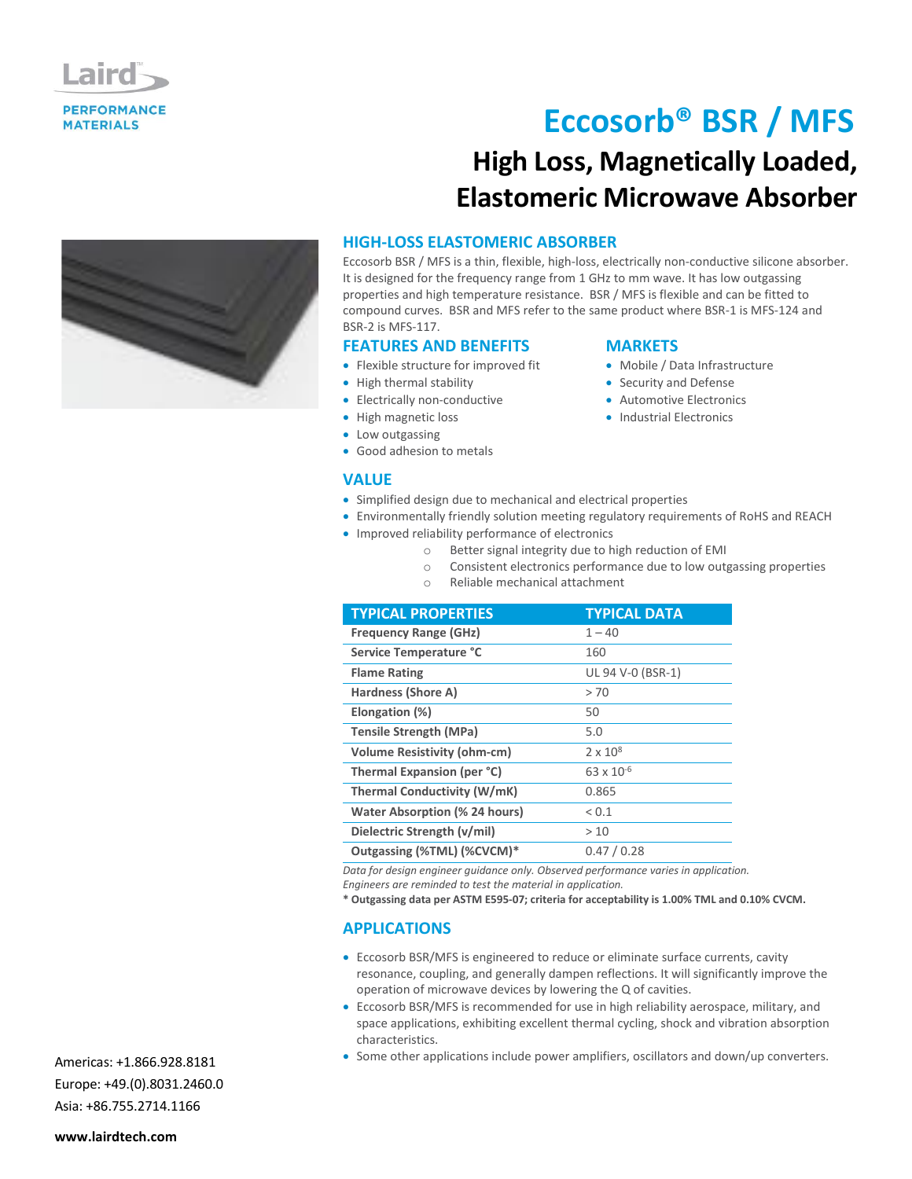Laird

PERFORMANCE MATERIALS

# Eccosorb® BSR / MFS

## High Loss, Magnetically Loaded, Elastomeric Microwave Absorber

### HIGH-LOSS ELASTOMERIC ABSORBER

Eccosorb BSR / MFS is a thin, flexible, high-loss, electrically non-conductive silicone absorber. It is designed for the frequency range from 1 GHz to mm wave. It has low outgassing properties and high temperature resistance. BSR / MFS is flexible and can be fitted to compound curves. BSR and MFS refer to the same product where BSR-1 is MFS-124 and BSR-2 is MFS-117.

### FEATURES AND BENEFITS

- Flexible structure for improved fit
- High thermal stability
- Electrically non-conductive
- High magnetic loss
- Low outgassing
- Good adhesion to metals

### MARKETS

- Mobile / Data Infrastructure
- Security and Defense
- Automotive Electronics
- Industrial Electronics

### VALUE

- Simplified design due to mechanical and electrical properties
- Environmentally friendly solution meeting regulatory requirements of RoHS and REACH
- Improved reliability performance of electronics
  - Better signal integrity due to high reduction of EMI
  - Consistent electronics performance due to low outgassing properties
  - Reliable mechanical attachment

| TYPICAL PROPERTIES | TYPICAL DATA |
|---|---|
| **Frequency Range (GHz)** | 1 – 40 |
| **Service Temperature °C** | 160 |
| **Flame Rating** | UL 94 V-0 (BSR-1) |
| **Hardness (Shore A)** | > 70 |
| **Elongation (%)** | 50 |
| **Tensile Strength (MPa)** | 5.0 |
| **Volume Resistivity (ohm-cm)** | $2 \times 10^{8}$ |
| **Thermal Expansion (per °C)** | $63 \times 10^{-6}$ |
| **Thermal Conductivity (W/mK)** | 0.865 |
| **Water Absorption (% 24 hours)** | < 0.1 |
| **Dielectric Strength (v/mil)** | > 10 |
| **Outgassing (%TML) (%CVCM)*** | 0.47 / 0.28 |

*Data for design engineer guidance only. Observed performance varies in application. Engineers are reminded to test the material in application.*

**\* Outgassing data per ASTM E595-07; criteria for acceptability is 1.00% TML and 0.10% CVCM.**

### APPLICATIONS

- Eccosorb BSR/MFS is engineered to reduce or eliminate surface currents, cavity resonance, coupling, and generally dampen reflections. It will significantly improve the operation of microwave devices by lowering the Q of cavities.
- Eccosorb BSR/MFS is recommended for use in high reliability aerospace, military, and space applications, exhibiting excellent thermal cycling, shock and vibration absorption characteristics.
- Some other applications include power amplifiers, oscillators and down/up converters.

Americas: +1.866.928.8181
Europe: +49.(0).8031.2460.0
Asia: +86.755.2714.1166

**www.lairdtech.com**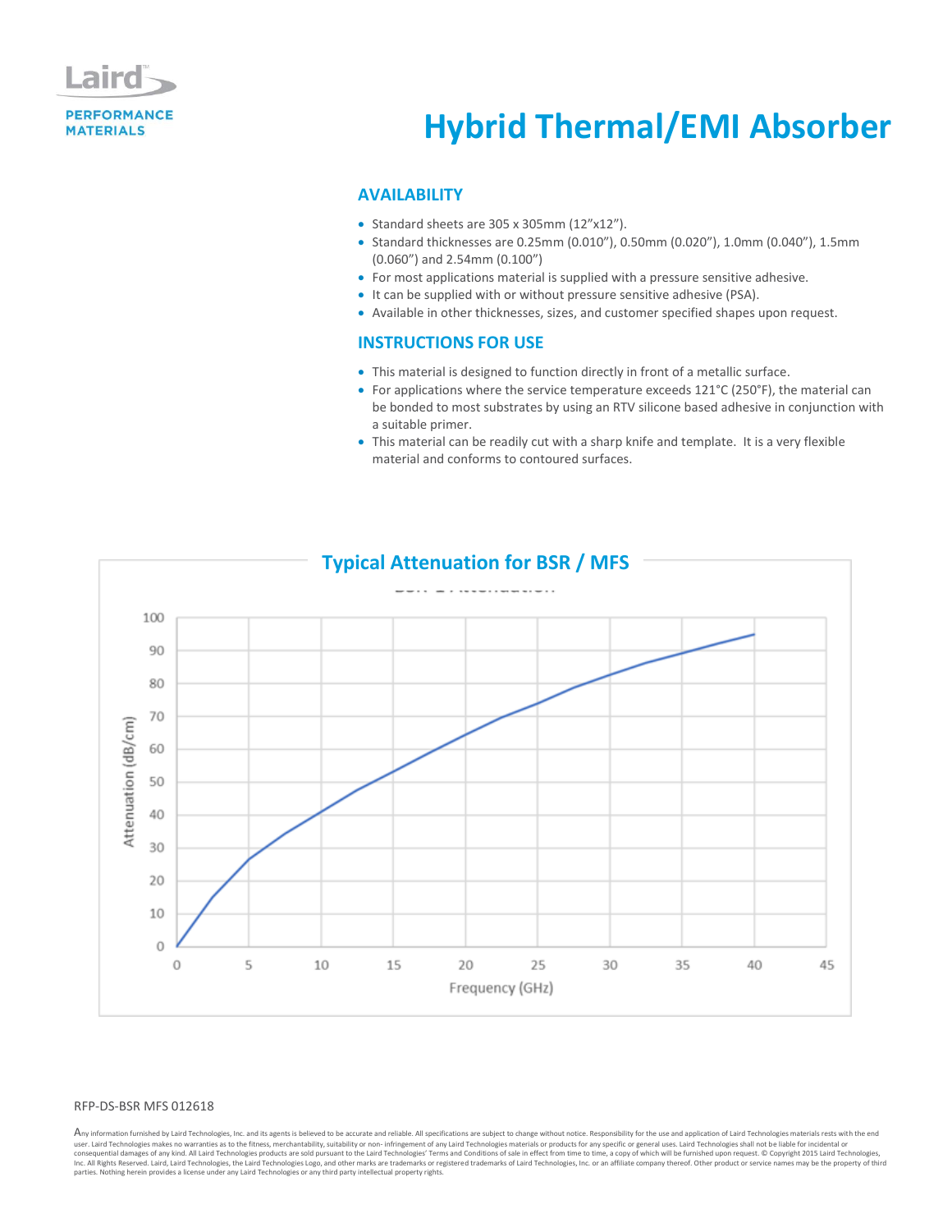# Hybrid Thermal/EMI Absorber

## AVAILABILITY

- Standard sheets are 305 x 305mm (12"x12").
- Standard thicknesses are 0.25mm (0.010"), 0.50mm (0.020"), 1.0mm (0.040"), 1.5mm (0.060") and 2.54mm (0.100")
- For most applications material is supplied with a pressure sensitive adhesive.
- It can be supplied with or without pressure sensitive adhesive (PSA).
- Available in other thicknesses, sizes, and customer specified shapes upon request.

## INSTRUCTIONS FOR USE

- This material is designed to function directly in front of a metallic surface.
- For applications where the service temperature exceeds 121°C (250°F), the material can be bonded to most substrates by using an RTV silicone based adhesive in conjunction with a suitable primer.
- This material can be readily cut with a sharp knife and template. It is a very flexible material and conforms to contoured surfaces.

## Typical Attenuation for BSR / MFS

Attenuation (dB/cm)
100
90
80
70
60
50
40
30
20
10
0

0 5 10 15 20 25 30 35 40 45
Frequency (GHz)

RFP-DS-BSR MFS 012618

Any information furnished by Laird Technologies, Inc. and its agents is believed to be accurate and reliable. All specifications are subject to change without notice. Responsibility for the use and application of Laird Technologies materials rests with the end user. Laird Technologies makes no warranties as to the fitness, merchantability, suitability or non- infringement of any Laird Technologies materials or products for any specific or general uses. Laird Technologies shall not be liable for incidental or consequential damages of any kind. All Laird Technologies products are sold pursuant to the Laird Technologies' Terms and Conditions of sale in effect from time to time, a copy of which will be furnished upon request. © Copyright 2015 Laird Technologies, Inc. All Rights Reserved. Laird, Laird Technologies, the Laird Technologies Logo, and other marks are trademarks or registered trademarks of Laird Technologies, Inc. or an affiliate company thereof. Other product or service names may be the property of third parties. Nothing herein provides a license under any Laird Technologies or any third party intellectual property rights.